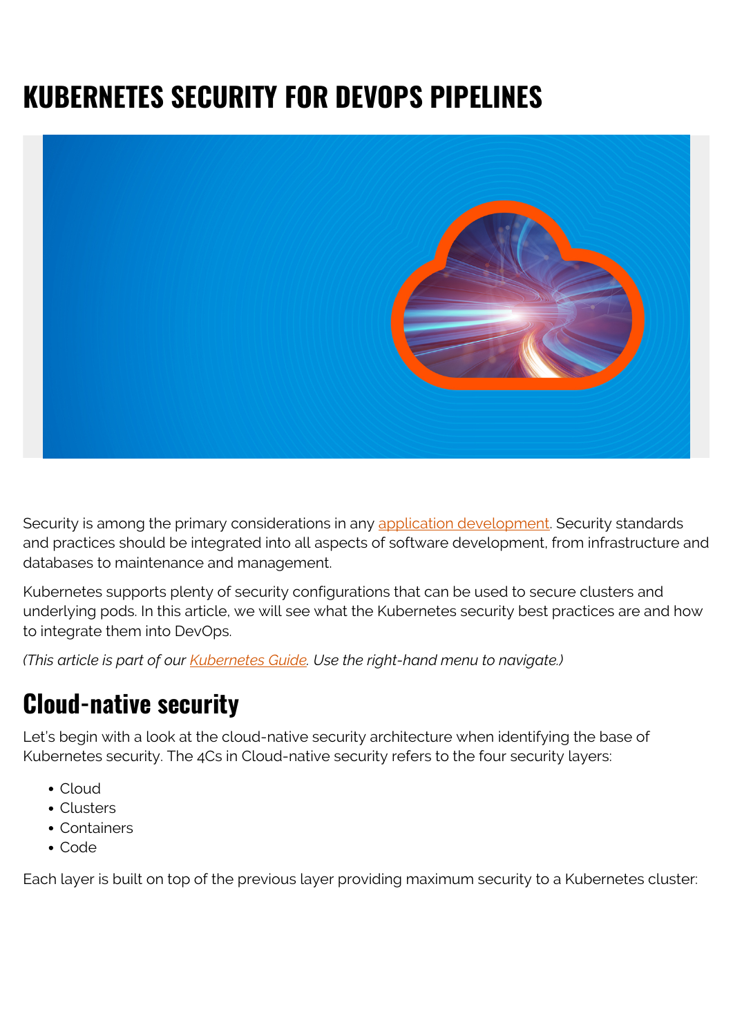# KUBERNETES SECURITY FOR DEVOPS PIPELINES

Security is among the primary considerations in any application development. Security standards and practices should be integrated into all aspects of software development, from infrastructure and databases to maintenance and management.

Kubernetes supports plenty of security configurations that can be used to secure clusters and underlying pods. In this article, we will see what the Kubernetes security best practices are and how to integrate them into DevOps.

*(This article is part of our Kubernetes Guide. Use the right-hand menu to navigate.)*

## Cloud-native security

Let's begin with a look at the cloud-native security architecture when identifying the base of Kubernetes security. The 4Cs in Cloud-native security refers to the four security layers:

- Cloud
- Clusters
- Containers
- Code

Each layer is built on top of the previous layer providing maximum security to a Kubernetes cluster: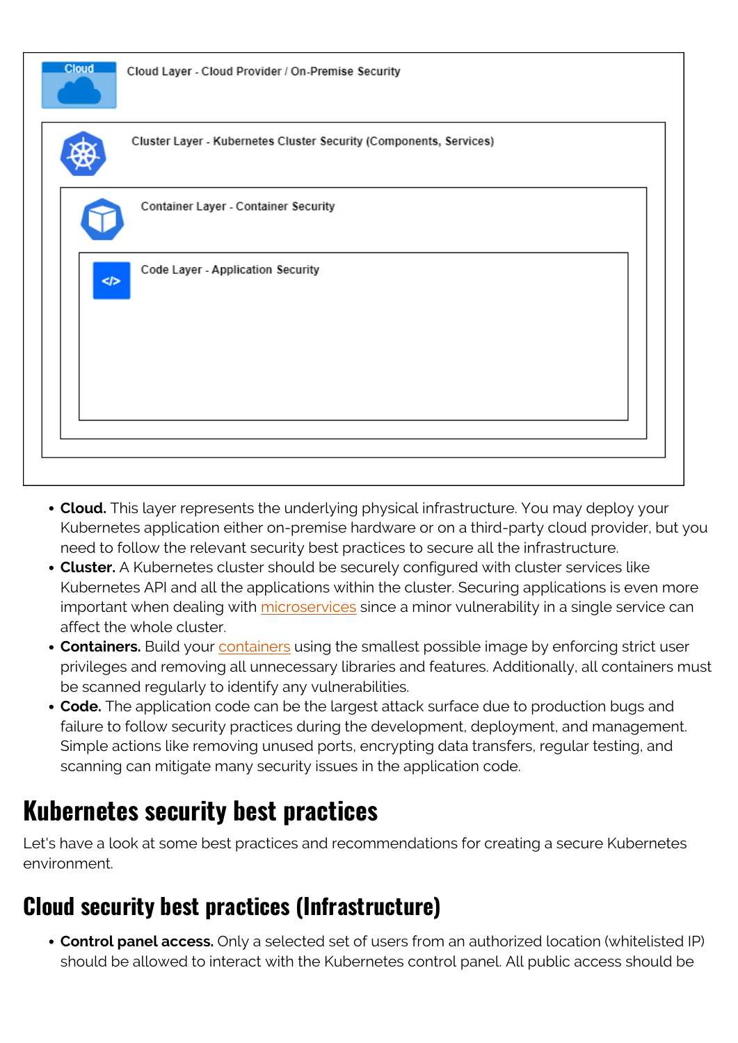Cloud Layer - Cloud Provider / On-Premise Security

Cluster Layer - Kubernetes Cluster Security (Components, Services)

Container Layer - Container Security

Code Layer - Application Security

- **Cloud.** This layer represents the underlying physical infrastructure. You may deploy your Kubernetes application either on-premise hardware or on a third-party cloud provider, but you need to follow the relevant security best practices to secure all the infrastructure.
- **Cluster.** A Kubernetes cluster should be securely configured with cluster services like Kubernetes API and all the applications within the cluster. Securing applications is even more important when dealing with microservices since a minor vulnerability in a single service can affect the whole cluster.
- **Containers.** Build your containers using the smallest possible image by enforcing strict user privileges and removing all unnecessary libraries and features. Additionally, all containers must be scanned regularly to identify any vulnerabilities.
- **Code.** The application code can be the largest attack surface due to production bugs and failure to follow security practices during the development, deployment, and management. Simple actions like removing unused ports, encrypting data transfers, regular testing, and scanning can mitigate many security issues in the application code.

# Kubernetes security best practices

Let's have a look at some best practices and recommendations for creating a secure Kubernetes environment.

## Cloud security best practices (Infrastructure)

- **Control panel access.** Only a selected set of users from an authorized location (whitelisted IP) should be allowed to interact with the Kubernetes control panel. All public access should be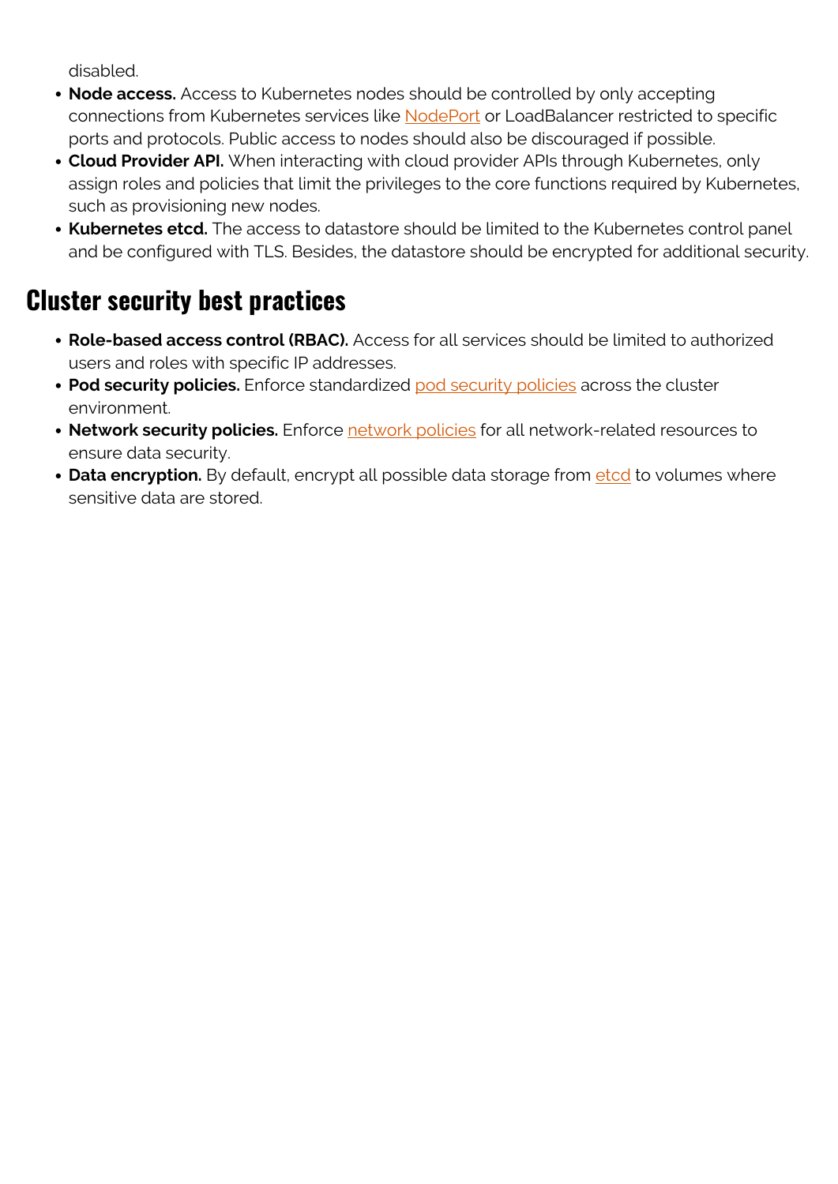disabled.

- **Node access.** Access to Kubernetes nodes should be controlled by only accepting connections from Kubernetes services like NodePort or LoadBalancer restricted to specific ports and protocols. Public access to nodes should also be discouraged if possible.
- **Cloud Provider API.** When interacting with cloud provider APIs through Kubernetes, only assign roles and policies that limit the privileges to the core functions required by Kubernetes, such as provisioning new nodes.
- **Kubernetes etcd.** The access to datastore should be limited to the Kubernetes control panel and be configured with TLS. Besides, the datastore should be encrypted for additional security.

## Cluster security best practices

- **Role-based access control (RBAC).** Access for all services should be limited to authorized users and roles with specific IP addresses.
- **Pod security policies.** Enforce standardized pod security policies across the cluster environment.
- **Network security policies.** Enforce network policies for all network-related resources to ensure data security.
- **Data encryption.** By default, encrypt all possible data storage from etcd to volumes where sensitive data are stored.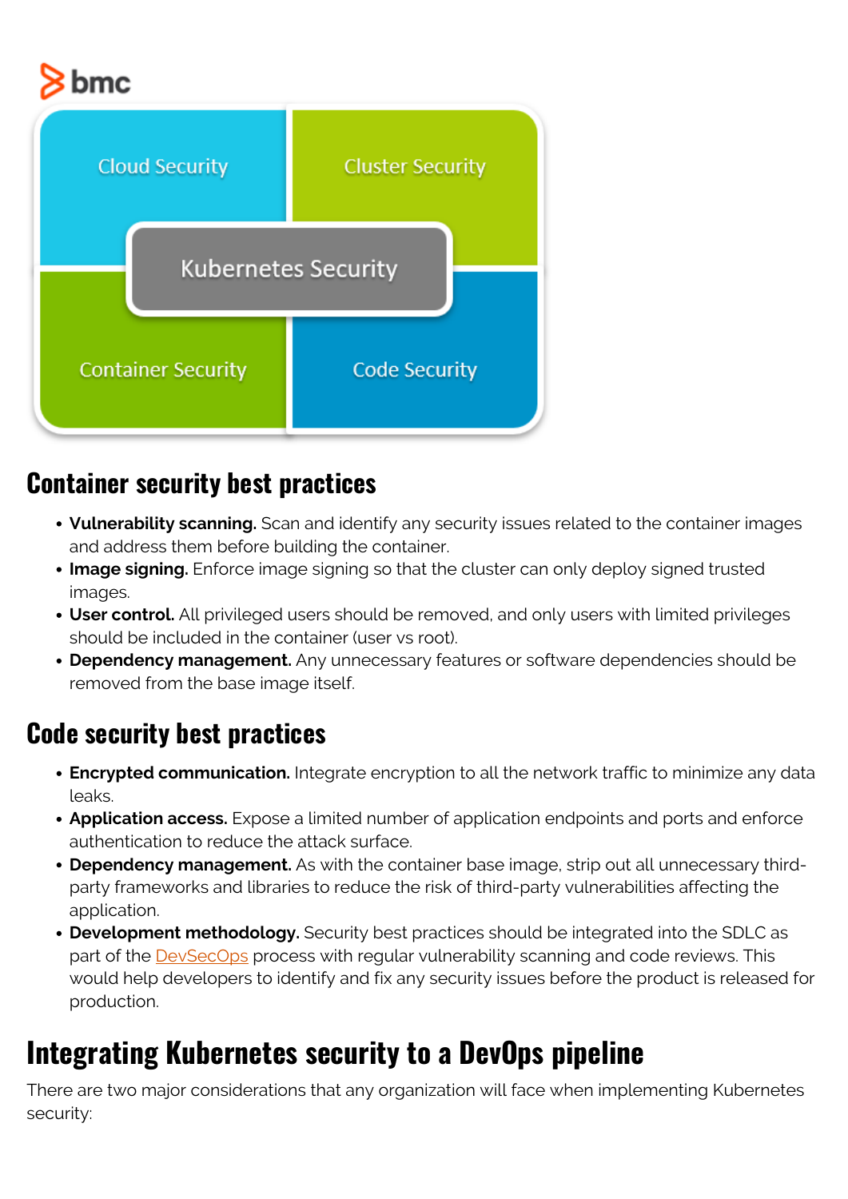## Container security best practices

- **Vulnerability scanning.** Scan and identify any security issues related to the container images and address them before building the container.
- **Image signing.** Enforce image signing so that the cluster can only deploy signed trusted images.
- **User control.** All privileged users should be removed, and only users with limited privileges should be included in the container (user vs root).
- **Dependency management.** Any unnecessary features or software dependencies should be removed from the base image itself.

## Code security best practices

- **Encrypted communication.** Integrate encryption to all the network traffic to minimize any data leaks.
- **Application access.** Expose a limited number of application endpoints and ports and enforce authentication to reduce the attack surface.
- **Dependency management.** As with the container base image, strip out all unnecessary third-party frameworks and libraries to reduce the risk of third-party vulnerabilities affecting the application.
- **Development methodology.** Security best practices should be integrated into the SDLC as part of the DevSecOps process with regular vulnerability scanning and code reviews. This would help developers to identify and fix any security issues before the product is released for production.

# Integrating Kubernetes security to a DevOps pipeline

There are two major considerations that any organization will face when implementing Kubernetes security: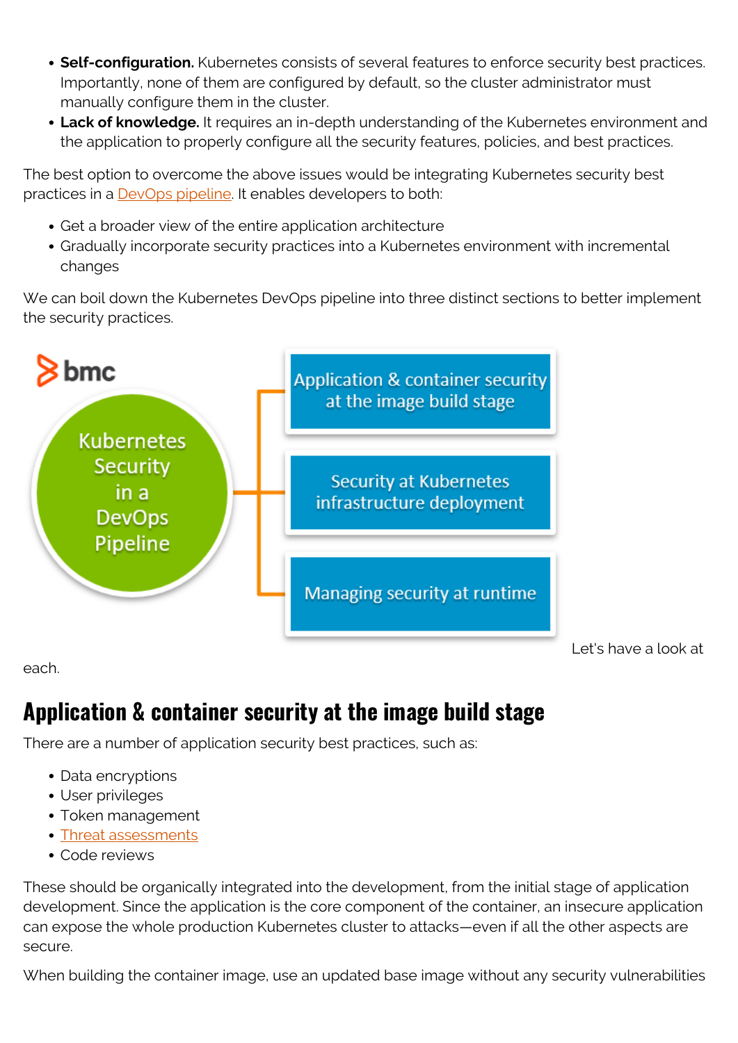- **Self-configuration.** Kubernetes consists of several features to enforce security best practices. Importantly, none of them are configured by default, so the cluster administrator must manually configure them in the cluster.
- **Lack of knowledge.** It requires an in-depth understanding of the Kubernetes environment and the application to properly configure all the security features, policies, and best practices.

The best option to overcome the above issues would be integrating Kubernetes security best practices in a DevOps pipeline. It enables developers to both:

- Get a broader view of the entire application architecture
- Gradually incorporate security practices into a Kubernetes environment with incremental changes

We can boil down the Kubernetes DevOps pipeline into three distinct sections to better implement the security practices.

Kubernetes Security in a DevOps Pipeline

- Application & container security at the image build stage
- Security at Kubernetes infrastructure deployment
- Managing security at runtime

Let's have a look at each.

## Application & container security at the image build stage

There are a number of application security best practices, such as:

- Data encryptions
- User privileges
- Token management
- Threat assessments
- Code reviews

These should be organically integrated into the development, from the initial stage of application development. Since the application is the core component of the container, an insecure application can expose the whole production Kubernetes cluster to attacks—even if all the other aspects are secure.

When building the container image, use an updated base image without any security vulnerabilities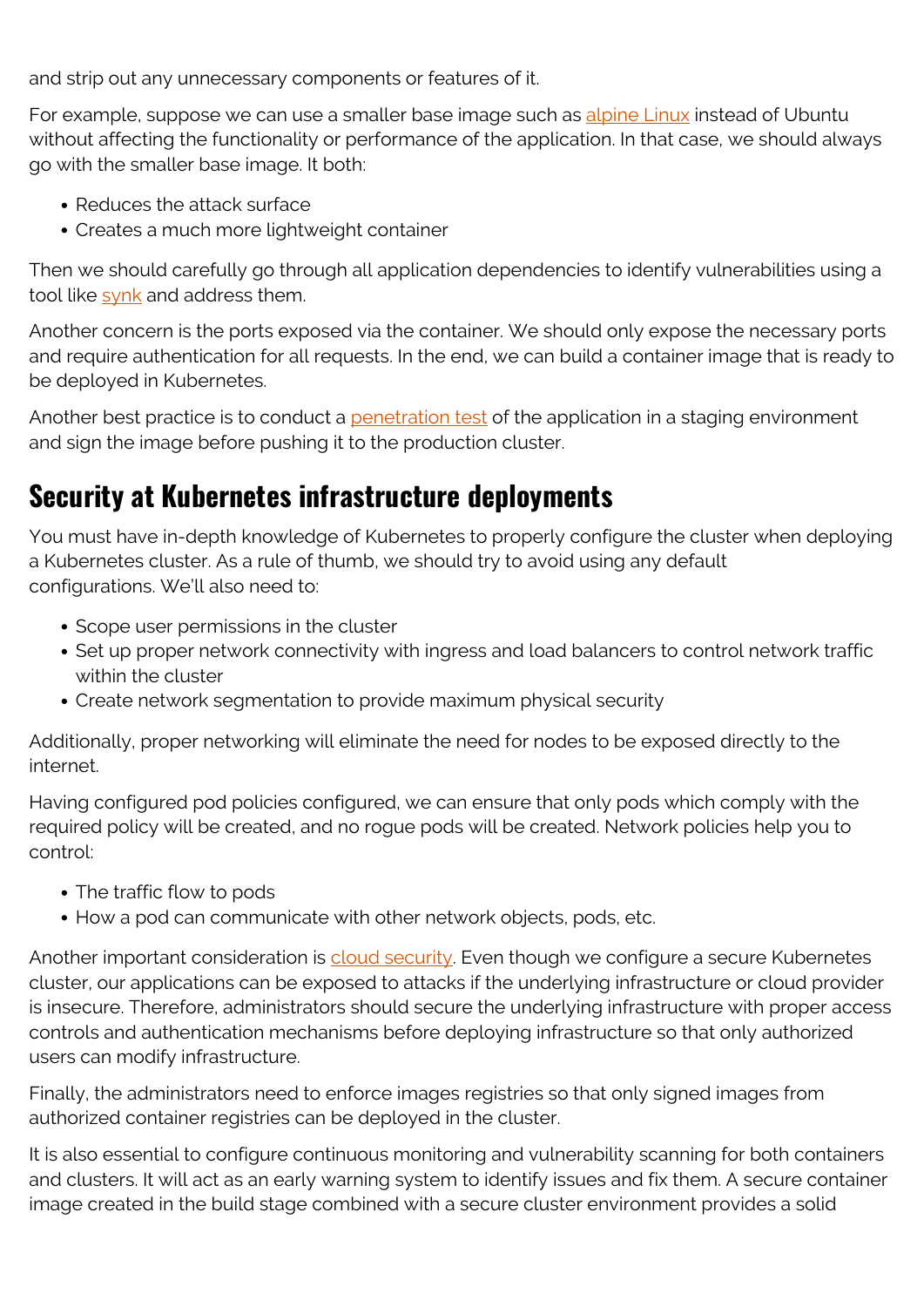and strip out any unnecessary components or features of it.

For example, suppose we can use a smaller base image such as alpine Linux instead of Ubuntu without affecting the functionality or performance of the application. In that case, we should always go with the smaller base image. It both:

- Reduces the attack surface
- Creates a much more lightweight container

Then we should carefully go through all application dependencies to identify vulnerabilities using a tool like synk and address them.

Another concern is the ports exposed via the container. We should only expose the necessary ports and require authentication for all requests. In the end, we can build a container image that is ready to be deployed in Kubernetes.

Another best practice is to conduct a penetration test of the application in a staging environment and sign the image before pushing it to the production cluster.

## Security at Kubernetes infrastructure deployments

You must have in-depth knowledge of Kubernetes to properly configure the cluster when deploying a Kubernetes cluster. As a rule of thumb, we should try to avoid using any default configurations. We'll also need to:

- Scope user permissions in the cluster
- Set up proper network connectivity with ingress and load balancers to control network traffic within the cluster
- Create network segmentation to provide maximum physical security

Additionally, proper networking will eliminate the need for nodes to be exposed directly to the internet.

Having configured pod policies configured, we can ensure that only pods which comply with the required policy will be created, and no rogue pods will be created. Network policies help you to control:

- The traffic flow to pods
- How a pod can communicate with other network objects, pods, etc.

Another important consideration is cloud security. Even though we configure a secure Kubernetes cluster, our applications can be exposed to attacks if the underlying infrastructure or cloud provider is insecure. Therefore, administrators should secure the underlying infrastructure with proper access controls and authentication mechanisms before deploying infrastructure so that only authorized users can modify infrastructure.

Finally, the administrators need to enforce images registries so that only signed images from authorized container registries can be deployed in the cluster.

It is also essential to configure continuous monitoring and vulnerability scanning for both containers and clusters. It will act as an early warning system to identify issues and fix them. A secure container image created in the build stage combined with a secure cluster environment provides a solid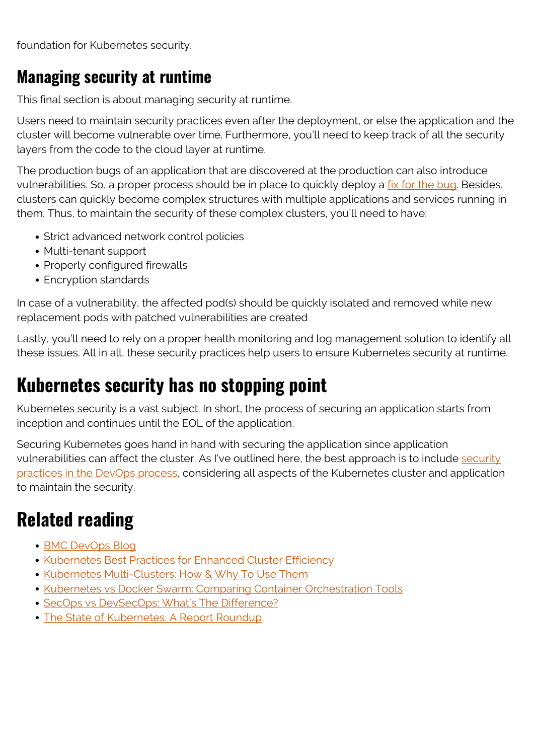foundation for Kubernetes security.

## Managing security at runtime

This final section is about managing security at runtime.

Users need to maintain security practices even after the deployment, or else the application and the cluster will become vulnerable over time. Furthermore, you'll need to keep track of all the security layers from the code to the cloud layer at runtime.

The production bugs of an application that are discovered at the production can also introduce vulnerabilities. So, a proper process should be in place to quickly deploy a fix for the bug. Besides, clusters can quickly become complex structures with multiple applications and services running in them. Thus, to maintain the security of these complex clusters, you'll need to have:

- Strict advanced network control policies
- Multi-tenant support
- Properly configured firewalls
- Encryption standards

In case of a vulnerability, the affected pod(s) should be quickly isolated and removed while new replacement pods with patched vulnerabilities are created

Lastly, you'll need to rely on a proper health monitoring and log management solution to identify all these issues. All in all, these security practices help users to ensure Kubernetes security at runtime.

# Kubernetes security has no stopping point

Kubernetes security is a vast subject. In short, the process of securing an application starts from inception and continues until the EOL of the application.

Securing Kubernetes goes hand in hand with securing the application since application vulnerabilities can affect the cluster. As I've outlined here, the best approach is to include security practices in the DevOps process, considering all aspects of the Kubernetes cluster and application to maintain the security.

# Related reading

- BMC DevOps Blog
- Kubernetes Best Practices for Enhanced Cluster Efficiency
- Kubernetes Multi-Clusters: How & Why To Use Them
- Kubernetes vs Docker Swarm: Comparing Container Orchestration Tools
- SecOps vs DevSecOps: What's The Difference?
- The State of Kubernetes: A Report Roundup